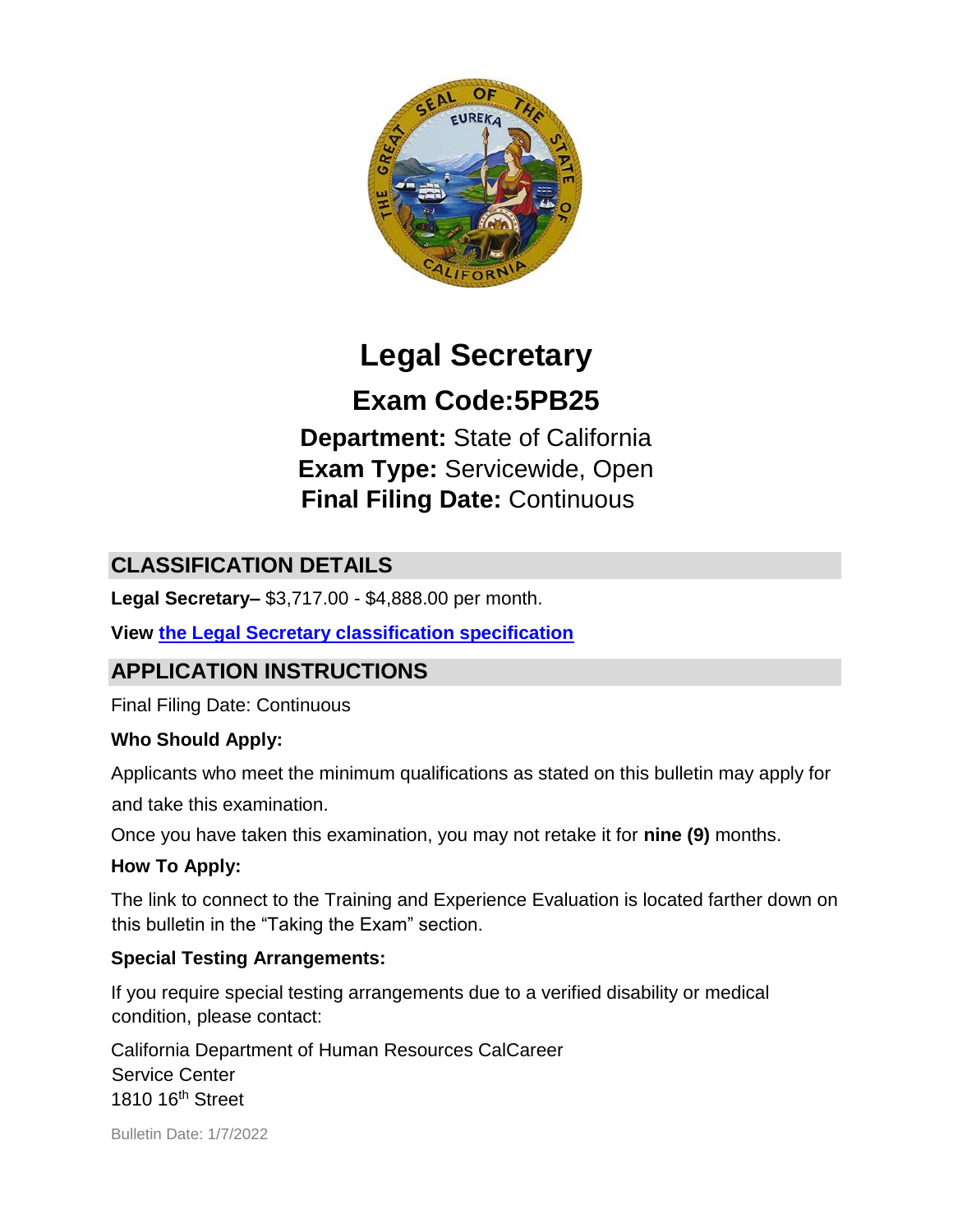# Legal Secretary

## Exam Code:5PB25

**Department:** State of California
**Exam Type:** Servicewide, Open
**Final Filing Date:** Continuous

## CLASSIFICATION DETAILS

**Legal Secretary–** $3,717.00 - $4,888.00 per month.

**View the Legal Secretary classification specification**

## APPLICATION INSTRUCTIONS

Final Filing Date: Continuous

**Who Should Apply:**

Applicants who meet the minimum qualifications as stated on this bulletin may apply for and take this examination.

Once you have taken this examination, you may not retake it for **nine (9)** months.

**How To Apply:**

The link to connect to the Training and Experience Evaluation is located farther down on this bulletin in the "Taking the Exam" section.

**Special Testing Arrangements:**

If you require special testing arrangements due to a verified disability or medical condition, please contact:

California Department of Human Resources CalCareer
Service Center
1810 16th Street

Bulletin Date: 1/7/2022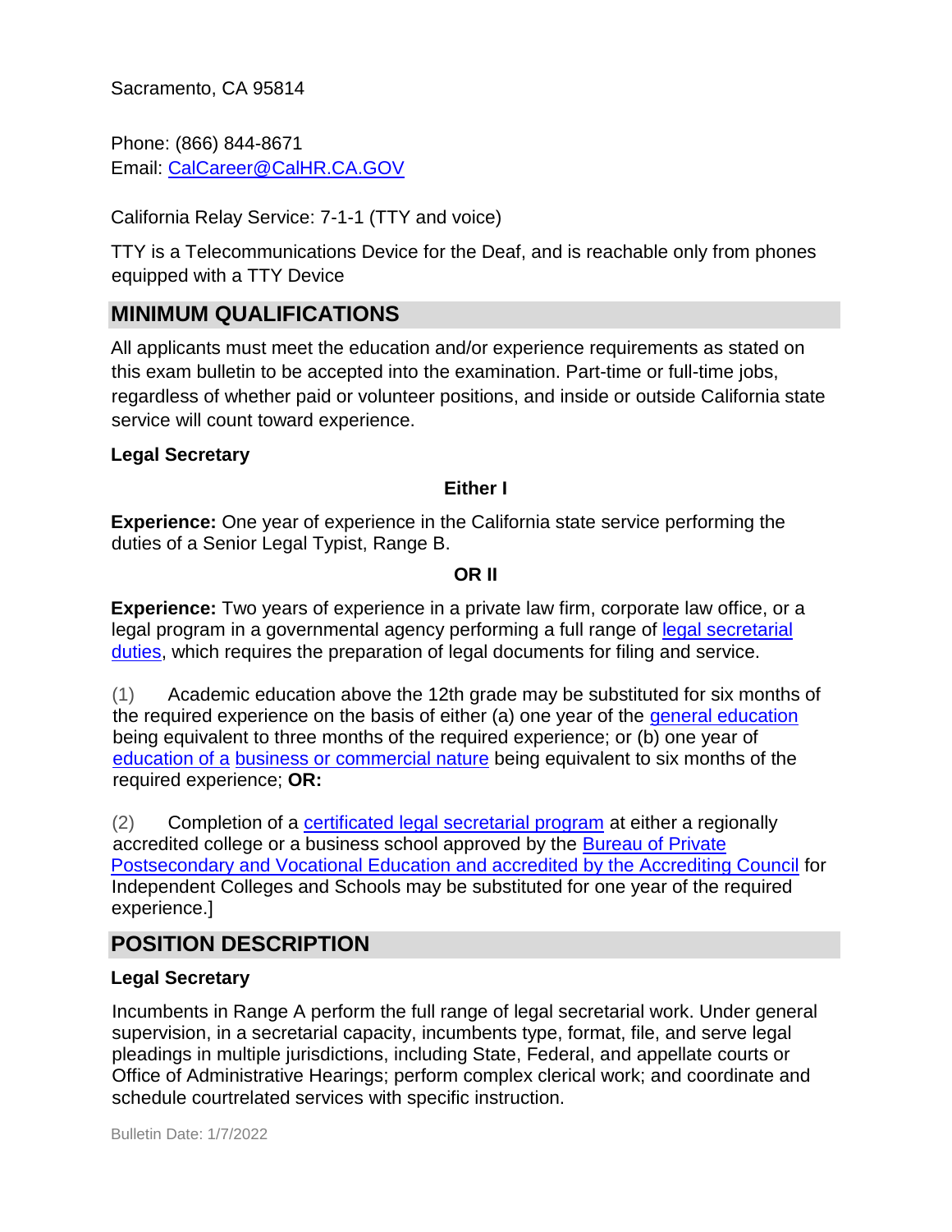Sacramento, CA 95814

Phone: (866) 844-8671
Email: CalCareer@CalHR.CA.GOV

California Relay Service: 7-1-1 (TTY and voice)

TTY is a Telecommunications Device for the Deaf, and is reachable only from phones equipped with a TTY Device

## MINIMUM QUALIFICATIONS

All applicants must meet the education and/or experience requirements as stated on this exam bulletin to be accepted into the examination. Part-time or full-time jobs, regardless of whether paid or volunteer positions, and inside or outside California state service will count toward experience.

**Legal Secretary**

**Either I**

**Experience:** One year of experience in the California state service performing the duties of a Senior Legal Typist, Range B.

**OR II**

**Experience:** Two years of experience in a private law firm, corporate law office, or a legal program in a governmental agency performing a full range of legal secretarial duties, which requires the preparation of legal documents for filing and service.

(1) Academic education above the 12th grade may be substituted for six months of the required experience on the basis of either (a) one year of the general education being equivalent to three months of the required experience; or (b) one year of education of a business or commercial nature being equivalent to six months of the required experience; **OR:**

(2) Completion of a certificated legal secretarial program at either a regionally accredited college or a business school approved by the Bureau of Private Postsecondary and Vocational Education and accredited by the Accrediting Council for Independent Colleges and Schools may be substituted for one year of the required experience.]

## POSITION DESCRIPTION

**Legal Secretary**

Incumbents in Range A perform the full range of legal secretarial work. Under general supervision, in a secretarial capacity, incumbents type, format, file, and serve legal pleadings in multiple jurisdictions, including State, Federal, and appellate courts or Office of Administrative Hearings; perform complex clerical work; and coordinate and schedule courtrelated services with specific instruction.

Bulletin Date: 1/7/2022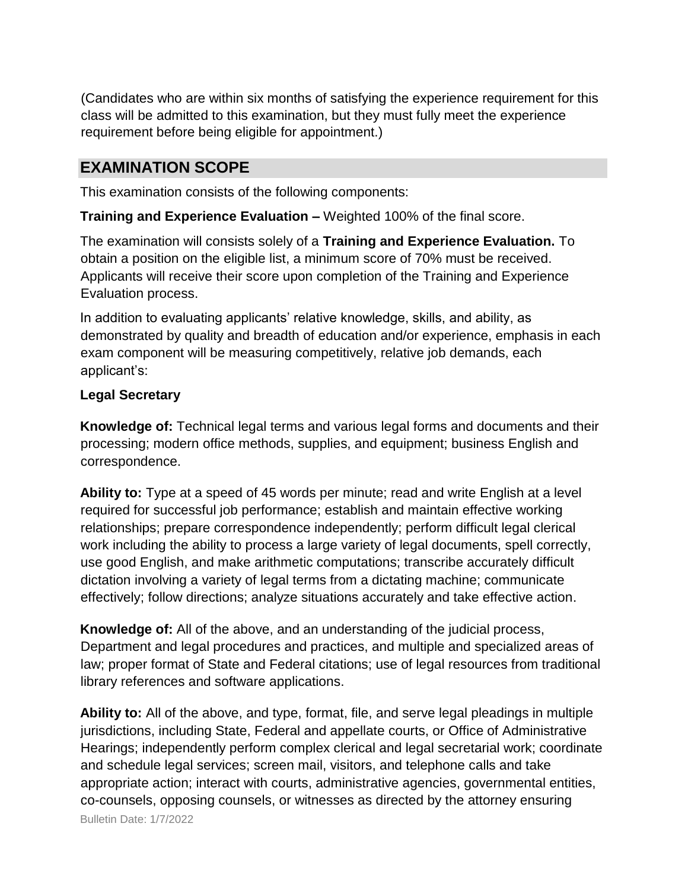(Candidates who are within six months of satisfying the experience requirement for this class will be admitted to this examination, but they must fully meet the experience requirement before being eligible for appointment.)

## EXAMINATION SCOPE

This examination consists of the following components:

**Training and Experience Evaluation –** Weighted 100% of the final score.

The examination will consists solely of a **Training and Experience Evaluation.** To obtain a position on the eligible list, a minimum score of 70% must be received. Applicants will receive their score upon completion of the Training and Experience Evaluation process.

In addition to evaluating applicants' relative knowledge, skills, and ability, as demonstrated by quality and breadth of education and/or experience, emphasis in each exam component will be measuring competitively, relative job demands, each applicant's:

**Legal Secretary**

**Knowledge of:** Technical legal terms and various legal forms and documents and their processing; modern office methods, supplies, and equipment; business English and correspondence.

**Ability to:** Type at a speed of 45 words per minute; read and write English at a level required for successful job performance; establish and maintain effective working relationships; prepare correspondence independently; perform difficult legal clerical work including the ability to process a large variety of legal documents, spell correctly, use good English, and make arithmetic computations; transcribe accurately difficult dictation involving a variety of legal terms from a dictating machine; communicate effectively; follow directions; analyze situations accurately and take effective action.

**Knowledge of:** All of the above, and an understanding of the judicial process, Department and legal procedures and practices, and multiple and specialized areas of law; proper format of State and Federal citations; use of legal resources from traditional library references and software applications.

**Ability to:** All of the above, and type, format, file, and serve legal pleadings in multiple jurisdictions, including State, Federal and appellate courts, or Office of Administrative Hearings; independently perform complex clerical and legal secretarial work; coordinate and schedule legal services; screen mail, visitors, and telephone calls and take appropriate action; interact with courts, administrative agencies, governmental entities, co-counsels, opposing counsels, or witnesses as directed by the attorney ensuring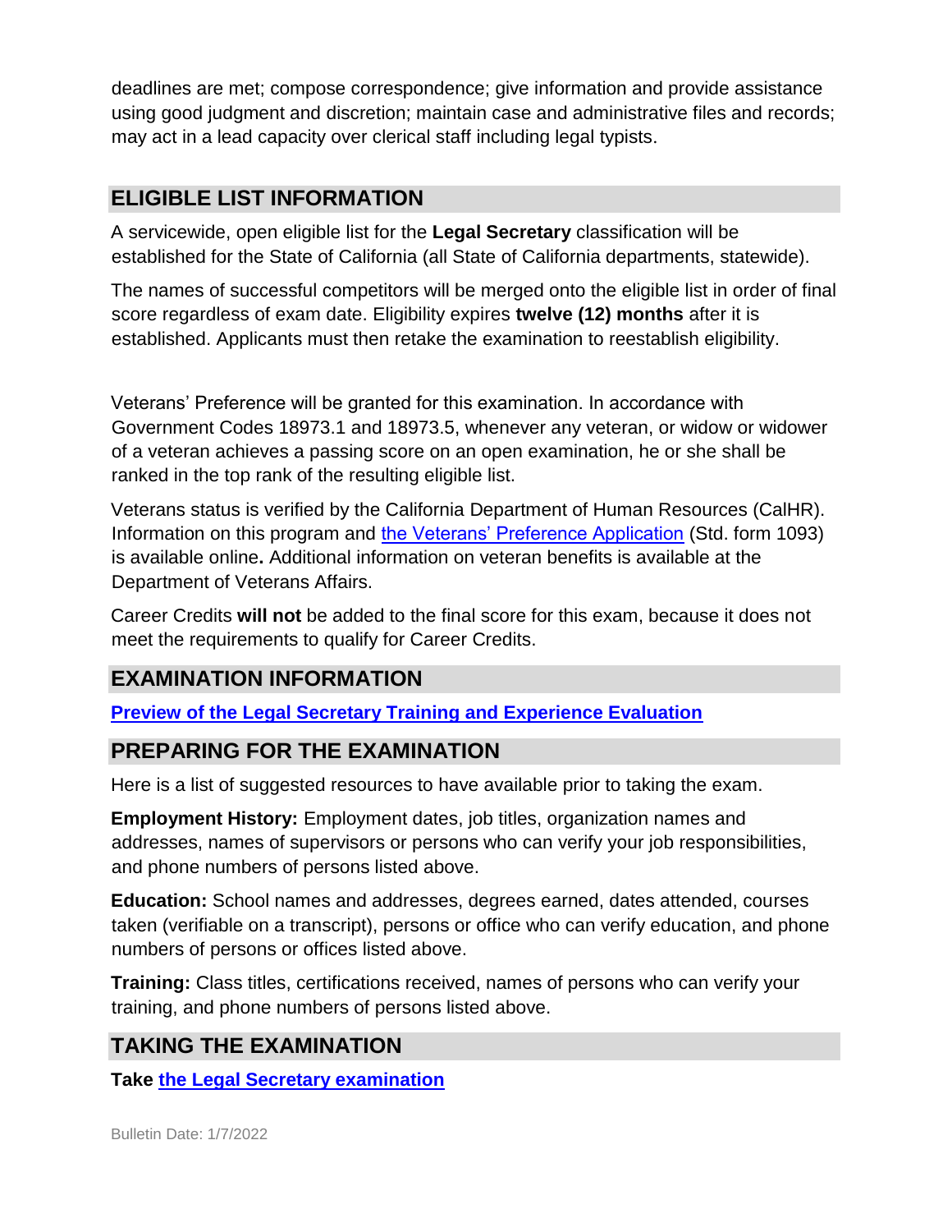deadlines are met; compose correspondence; give information and provide assistance using good judgment and discretion; maintain case and administrative files and records; may act in a lead capacity over clerical staff including legal typists.

## ELIGIBLE LIST INFORMATION

A servicewide, open eligible list for the **Legal Secretary** classification will be established for the State of California (all State of California departments, statewide).

The names of successful competitors will be merged onto the eligible list in order of final score regardless of exam date. Eligibility expires **twelve (12) months** after it is established. Applicants must then retake the examination to reestablish eligibility.

Veterans' Preference will be granted for this examination. In accordance with Government Codes 18973.1 and 18973.5, whenever any veteran, or widow or widower of a veteran achieves a passing score on an open examination, he or she shall be ranked in the top rank of the resulting eligible list.

Veterans status is verified by the California Department of Human Resources (CalHR). Information on this program and the Veterans' Preference Application (Std. form 1093) is available online**.** Additional information on veteran benefits is available at the Department of Veterans Affairs.

Career Credits **will not** be added to the final score for this exam, because it does not meet the requirements to qualify for Career Credits.

## EXAMINATION INFORMATION

**Preview of the Legal Secretary Training and Experience Evaluation**

## PREPARING FOR THE EXAMINATION

Here is a list of suggested resources to have available prior to taking the exam.

**Employment History:** Employment dates, job titles, organization names and addresses, names of supervisors or persons who can verify your job responsibilities, and phone numbers of persons listed above.

**Education:** School names and addresses, degrees earned, dates attended, courses taken (verifiable on a transcript), persons or office who can verify education, and phone numbers of persons or offices listed above.

**Training:** Class titles, certifications received, names of persons who can verify your training, and phone numbers of persons listed above.

## TAKING THE EXAMINATION

**Take the Legal Secretary examination**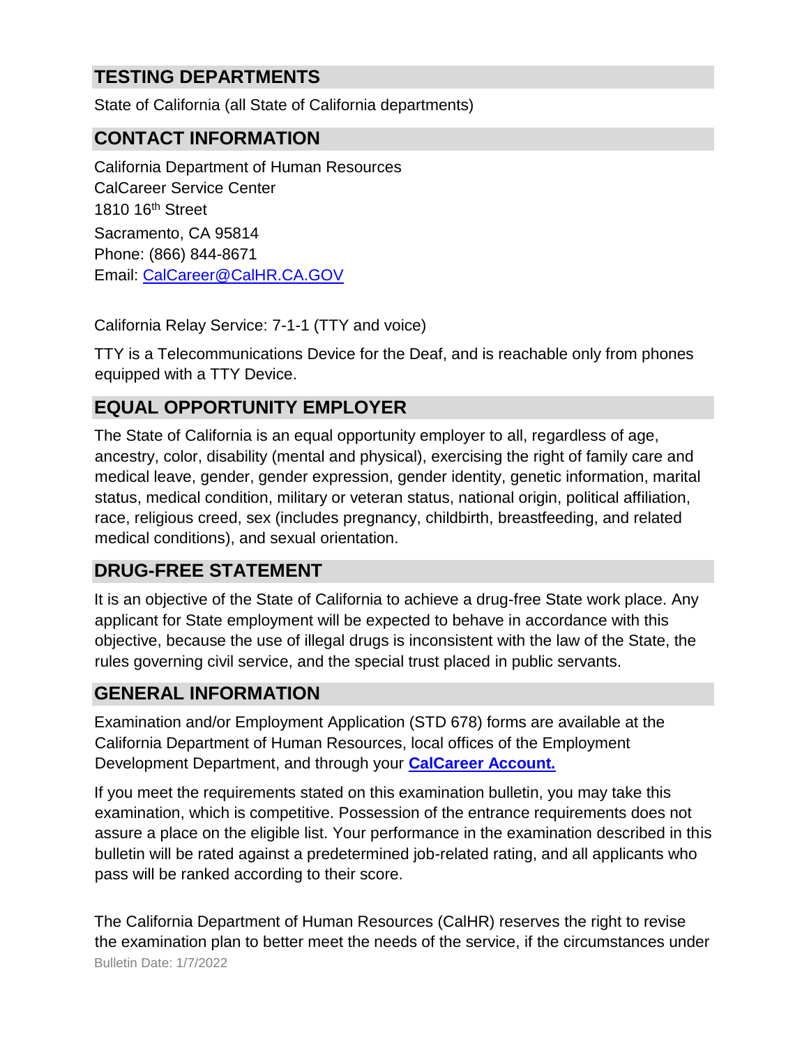## TESTING DEPARTMENTS

State of California (all State of California departments)

## CONTACT INFORMATION

California Department of Human Resources
CalCareer Service Center
1810 16th Street
Sacramento, CA 95814
Phone: (866) 844-8671
Email: [CalCareer@CalHR.CA.GOV](mailto:CalCareer@CalHR.CA.GOV)

California Relay Service: 7-1-1 (TTY and voice)

TTY is a Telecommunications Device for the Deaf, and is reachable only from phones equipped with a TTY Device.

## EQUAL OPPORTUNITY EMPLOYER

The State of California is an equal opportunity employer to all, regardless of age, ancestry, color, disability (mental and physical), exercising the right of family care and medical leave, gender, gender expression, gender identity, genetic information, marital status, medical condition, military or veteran status, national origin, political affiliation, race, religious creed, sex (includes pregnancy, childbirth, breastfeeding, and related medical conditions), and sexual orientation.

## DRUG-FREE STATEMENT

It is an objective of the State of California to achieve a drug-free State work place. Any applicant for State employment will be expected to behave in accordance with this objective, because the use of illegal drugs is inconsistent with the law of the State, the rules governing civil service, and the special trust placed in public servants.

## GENERAL INFORMATION

Examination and/or Employment Application (STD 678) forms are available at the California Department of Human Resources, local offices of the Employment Development Department, and through your **CalCareer Account.**

If you meet the requirements stated on this examination bulletin, you may take this examination, which is competitive. Possession of the entrance requirements does not assure a place on the eligible list. Your performance in the examination described in this bulletin will be rated against a predetermined job-related rating, and all applicants who pass will be ranked according to their score.

The California Department of Human Resources (CalHR) reserves the right to revise the examination plan to better meet the needs of the service, if the circumstances under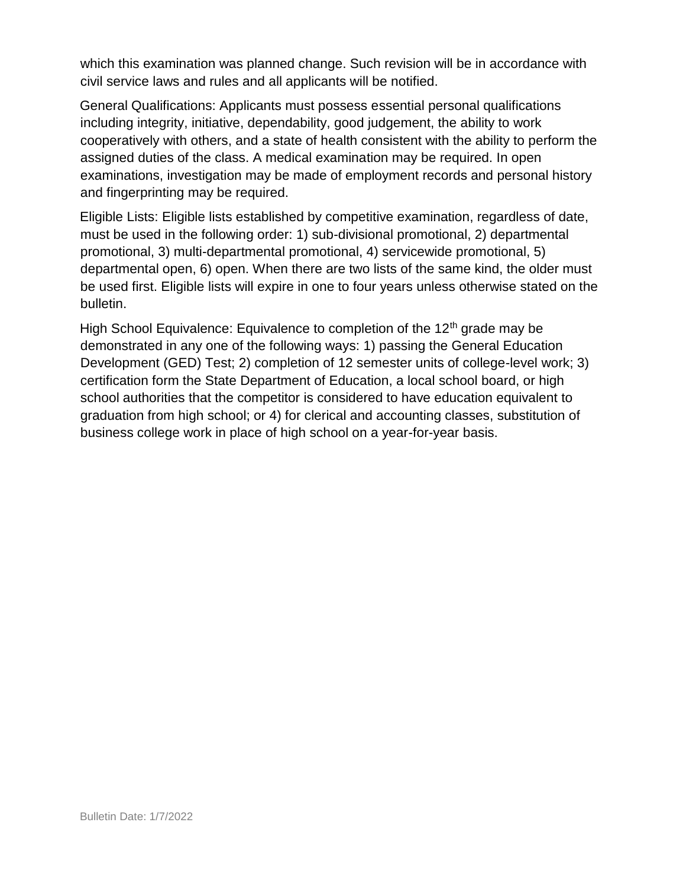which this examination was planned change. Such revision will be in accordance with civil service laws and rules and all applicants will be notified.

General Qualifications: Applicants must possess essential personal qualifications including integrity, initiative, dependability, good judgement, the ability to work cooperatively with others, and a state of health consistent with the ability to perform the assigned duties of the class. A medical examination may be required. In open examinations, investigation may be made of employment records and personal history and fingerprinting may be required.

Eligible Lists: Eligible lists established by competitive examination, regardless of date, must be used in the following order: 1) sub-divisional promotional, 2) departmental promotional, 3) multi-departmental promotional, 4) servicewide promotional, 5) departmental open, 6) open. When there are two lists of the same kind, the older must be used first. Eligible lists will expire in one to four years unless otherwise stated on the bulletin.

High School Equivalence: Equivalence to completion of the 12th grade may be demonstrated in any one of the following ways: 1) passing the General Education Development (GED) Test; 2) completion of 12 semester units of college-level work; 3) certification form the State Department of Education, a local school board, or high school authorities that the competitor is considered to have education equivalent to graduation from high school; or 4) for clerical and accounting classes, substitution of business college work in place of high school on a year-for-year basis.

Bulletin Date: 1/7/2022